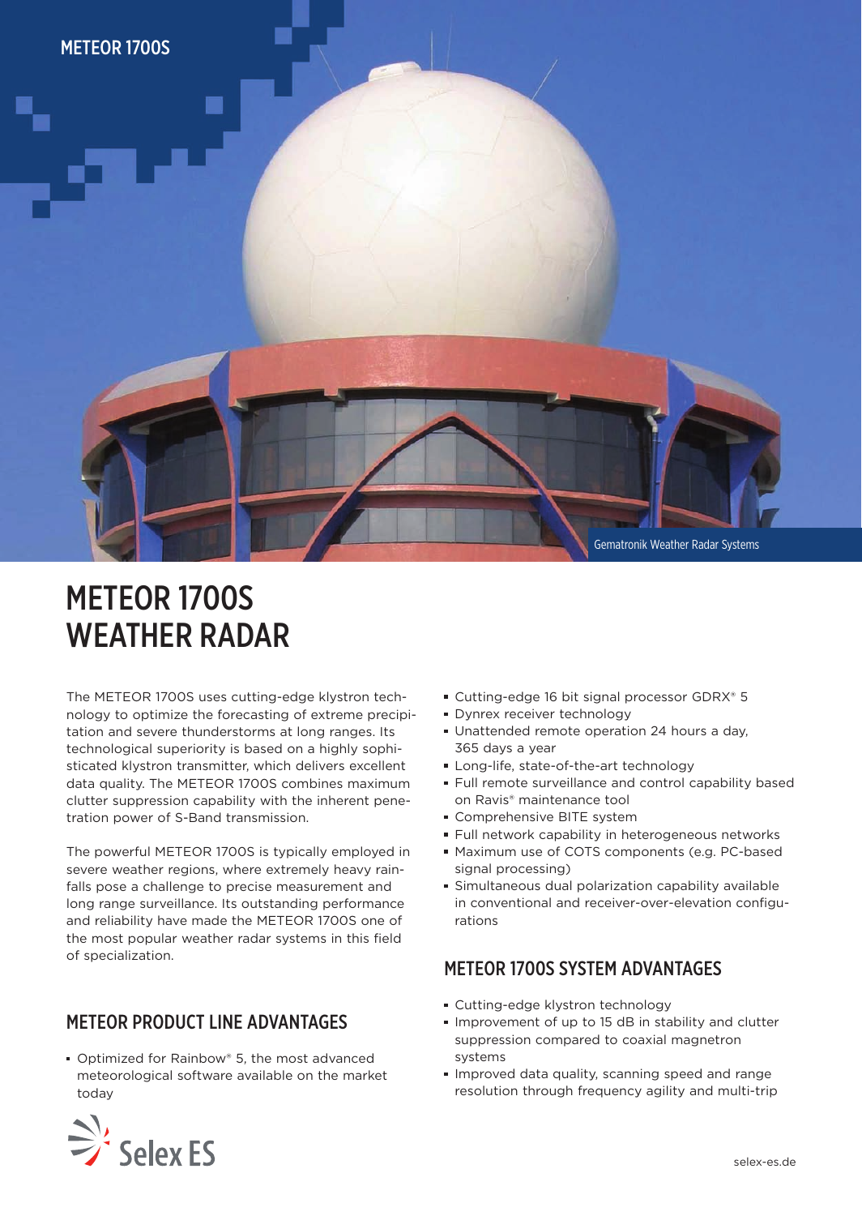METEOR 1700S

Gematronik Weather Radar Systems

# METEOR 1700S WEATHER RADAR

The METEOR 1700S uses cutting-edge klystron technology to optimize the forecasting of extreme precipitation and severe thunderstorms at long ranges. Its technological superiority is based on a highly sophisticated klystron transmitter, which delivers excellent data quality. The METEOR 1700S combines maximum clutter suppression capability with the inherent penetration power of S-Band transmission.

The powerful METEOR 1700S is typically employed in severe weather regions, where extremely heavy rainfalls pose a challenge to precise measurement and long range surveillance. Its outstanding performance and reliability have made the METEOR 1700S one of the most popular weather radar systems in this field of specialization.

## METEOR PRODUCT LINE ADVANTAGES

- Optimized for Rainbow® 5, the most advanced meteorological software available on the market today
- Cutting-edge 16 bit signal processor GDRX® 5
- Dynrex receiver technology
- Unattended remote operation 24 hours a day, 365 days a year
- Long-life, state-of-the-art technology
- Full remote surveillance and control capability based on Ravis® maintenance tool
- Comprehensive BITE system
- Full network capability in heterogeneous networks
- Maximum use of COTS components (e.g. PC-based signal processing)
- Simultaneous dual polarization capability available in conventional and receiver-over-elevation configurations

## METEOR 1700S SYSTEM ADVANTAGES

- Cutting-edge klystron technology
- Improvement of up to 15 dB in stability and clutter suppression compared to coaxial magnetron systems
- Improved data quality, scanning speed and range resolution through frequency agility and multi-trip

Selex ES

selex-es.de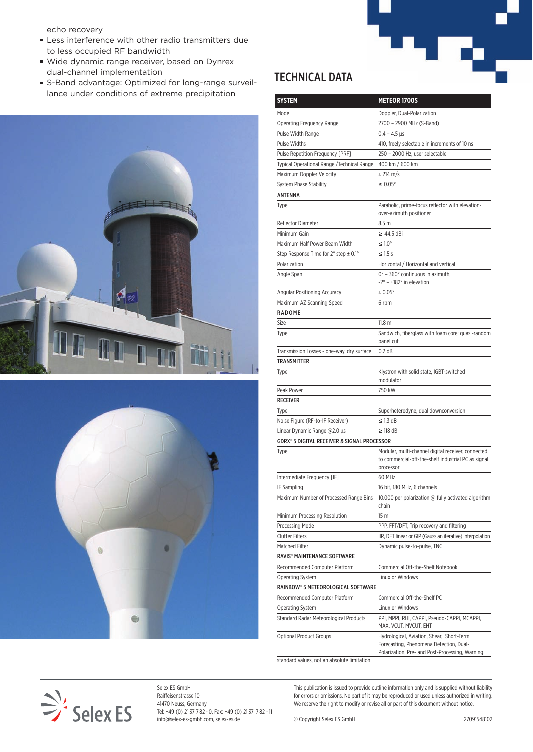echo recovery

- Less interference with other radio transmitters due to less occupied RF bandwidth
- Wide dynamic range receiver, based on Dynrex dual-channel implementation
- S-Band advantage: Optimized for long-range surveillance under conditions of extreme precipitation

## TECHNICAL DATA

| SYSTEM | METEOR 1700S |
|---|---|
| Mode | Doppler, Dual-Polarization |
| Operating Frequency Range | 2700 – 2900 MHz (S-Band) |
| Pulse Width Range | 0.4 – 4.5 µs |
| Pulse Widths | 410, freely selectable in increments of 10 ns |
| Pulse Repetition Frequency [PRF] | 250 – 2000 Hz, user selectable |
| Typical Operational Range /Technical Range | 400 km / 600 km |
| Maximum Doppler Velocity | ± 214 m/s |
| System Phase Stability | ≤ 0.05° |
| **ANTENNA** | |
| Type | Parabolic, prime-focus reflector with elevation-over-azimuth positioner |
| Reflector Diameter | 8.5 m |
| Minimum Gain | ≥ 44.5 dBi |
| Maximum Half Power Beam Width | ≤ 1.0° |
| Step Response Time for 2° step ± 0.1° | ≤ 1.5 s |
| Polarization | Horizontal / Horizontal and vertical |
| Angle Span | 0° – 360° continuous in azimuth, -2° – +182° in elevation |
| Angular Positioning Accuracy | ± 0.05° |
| Maximum AZ Scanning Speed | 6 rpm |
| **RADOME** | |
| Size | 11.8 m |
| Type | Sandwich, fiberglass with foam core; quasi-random panel cut |
| Transmission Losses - one-way, dry surface | 0.2 dB |
| **TRANSMITTER** | |
| Type | Klystron with solid state, IGBT-switched modulator |
| Peak Power | 750 kW |
| **RECEIVER** | |
| Type | Superheterodyne, dual downconversion |
| Noise Figure (RF-to-IF Receiver) | ≤ 1.3 dB |
| Linear Dynamic Range @2.0 µs | ≥ 118 dB |
| **GDRX® 5 DIGITAL RECEIVER & SIGNAL PROCESSOR** | |
| Type | Modular, multi-channel digital receiver, connected to commercial-off-the-shelf industrial PC as signal processor |
| Intermediate Frequency [IF] | 60 MHz |
| IF Sampling | 16 bit, 180 MHz, 6 channels |
| Maximum Number of Processed Range Bins | 10.000 per polarization @ fully activated algorithm chain |
| Minimum Processing Resolution | 15 m |
| Processing Mode | PPP, FFT/DFT, Trip recovery and filtering |
| Clutter Filters | IIR, DFT linear or GIP (Gaussian iterative) interpolation |
| Matched Filter | Dynamic pulse-to-pulse, TNC |
| **RAVIS® MAINTENANCE SOFTWARE** | |
| Recommended Computer Platform | Commercial Off-the-Shelf Notebook |
| Operating System | Linux or Windows |
| **RAINBOW® 5 METEOROLOGICAL SOFTWARE** | |
| Recommended Computer Platform | Commercial Off-the-Shelf PC |
| Operating System | Linux or Windows |
| Standard Radar Meteorological Products | PPI, MPPI, RHI, CAPPI, Pseudo-CAPPI, MCAPPI, MAX, VCUT, MVCUT, EHT |
| Optional Product Groups | Hydrological, Aviation, Shear, Short-Term Forecasting, Phenomena Detection, Dual-Polarization, Pre- and Post-Processing, Warning |

standard values, not an absolute limitation

Selex ES GmbH
Raiffeisenstrasse 10
41470 Neuss, Germany
Tel: +49 (0) 2137 782 - 0, Fax: +49 (0) 2137 782 - 11
info@selex-es-gmbh.com, selex-es.de

This publication is issued to provide outline information only and is supplied without liability for errors or omissions. No part of it may be reproduced or used unless authorized in writing. We reserve the right to modify or revise all or part of this document without notice.

© Copyright Selex ES GmbH

27091548102